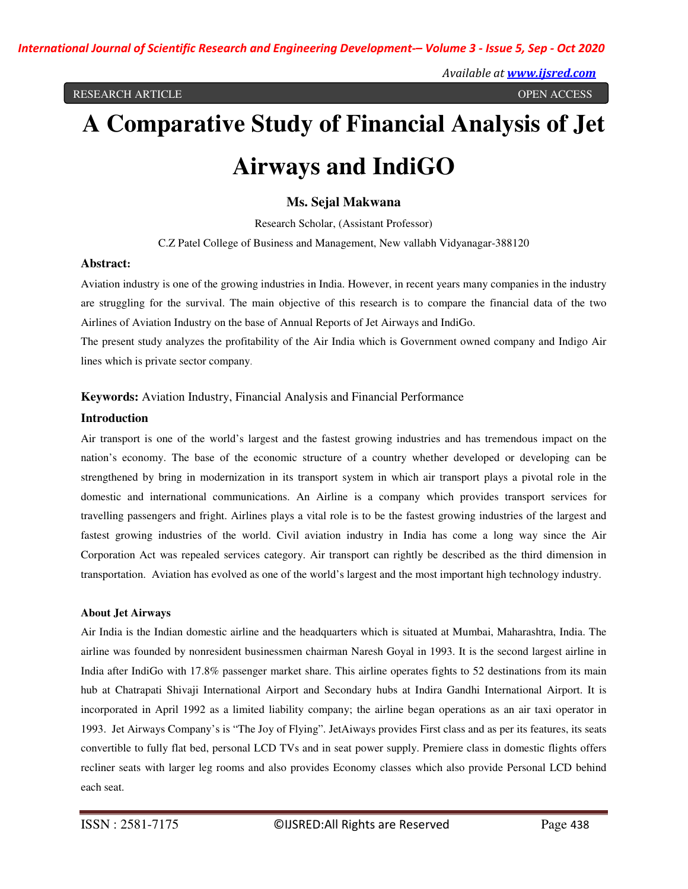RESEARCH ARTICLE OPEN ACCESS

# A Comparative Study of Financial Analysis of Jet Airways and IndiGO

**Ms. Sejal Makwana**

Research Scholar, (Assistant Professor)

C.Z Patel College of Business and Management, New vallabh Vidyanagar-388120

**Abstract:**

Aviation industry is one of the growing industries in India. However, in recent years many companies in the industry are struggling for the survival. The main objective of this research is to compare the financial data of the two Airlines of Aviation Industry on the base of Annual Reports of Jet Airways and IndiGo.

The present study analyzes the profitability of the Air India which is Government owned company and Indigo Air lines which is private sector company.

**Keywords:** Aviation Industry, Financial Analysis and Financial Performance

## Introduction

Air transport is one of the world's largest and the fastest growing industries and has tremendous impact on the nation's economy. The base of the economic structure of a country whether developed or developing can be strengthened by bring in modernization in its transport system in which air transport plays a pivotal role in the domestic and international communications. An Airline is a company which provides transport services for travelling passengers and fright. Airlines plays a vital role is to be the fastest growing industries of the largest and fastest growing industries of the world. Civil aviation industry in India has come a long way since the Air Corporation Act was repealed services category. Air transport can rightly be described as the third dimension in transportation. Aviation has evolved as one of the world's largest and the most important high technology industry.

### About Jet Airways

Air India is the Indian domestic airline and the headquarters which is situated at Mumbai, Maharashtra, India. The airline was founded by nonresident businessmen chairman Naresh Goyal in 1993. It is the second largest airline in India after IndiGo with 17.8% passenger market share. This airline operates fights to 52 destinations from its main hub at Chatrapati Shivaji International Airport and Secondary hubs at Indira Gandhi International Airport. It is incorporated in April 1992 as a limited liability company; the airline began operations as an air taxi operator in 1993. Jet Airways Company's is "The Joy of Flying". JetAiways provides First class and as per its features, its seats convertible to fully flat bed, personal LCD TVs and in seat power supply. Premiere class in domestic flights offers recliner seats with larger leg rooms and also provides Economy classes which also provide Personal LCD behind each seat.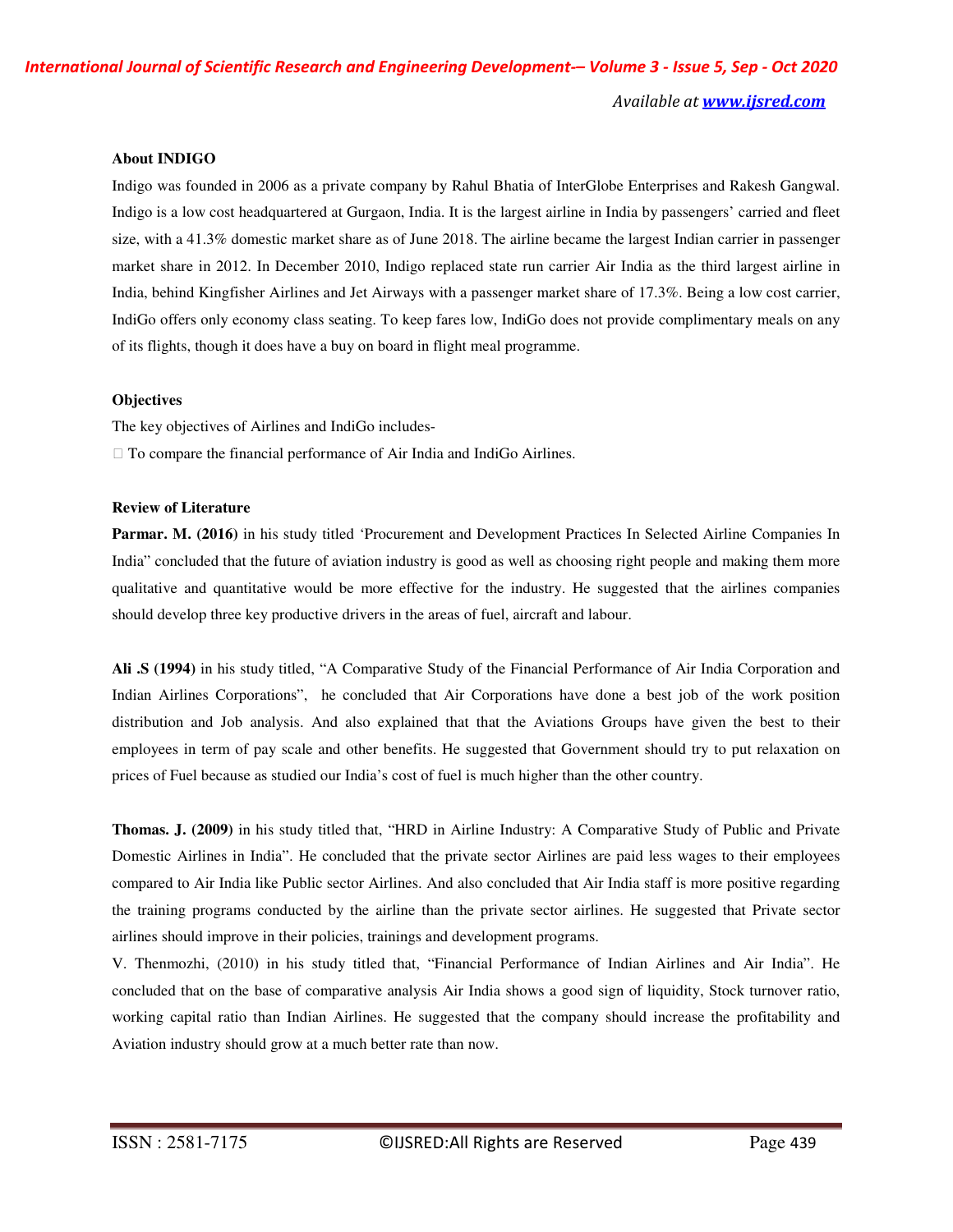**About INDIGO**

Indigo was founded in 2006 as a private company by Rahul Bhatia of InterGlobe Enterprises and Rakesh Gangwal. Indigo is a low cost headquartered at Gurgaon, India. It is the largest airline in India by passengers' carried and fleet size, with a 41.3% domestic market share as of June 2018. The airline became the largest Indian carrier in passenger market share in 2012. In December 2010, Indigo replaced state run carrier Air India as the third largest airline in India, behind Kingfisher Airlines and Jet Airways with a passenger market share of 17.3%. Being a low cost carrier, IndiGo offers only economy class seating. To keep fares low, IndiGo does not provide complimentary meals on any of its flights, though it does have a buy on board in flight meal programme.

**Objectives**

The key objectives of Airlines and IndiGo includes-

- To compare the financial performance of Air India and IndiGo Airlines.

**Review of Literature**

**Parmar. M. (2016)** in his study titled 'Procurement and Development Practices In Selected Airline Companies In India" concluded that the future of aviation industry is good as well as choosing right people and making them more qualitative and quantitative would be more effective for the industry. He suggested that the airlines companies should develop three key productive drivers in the areas of fuel, aircraft and labour.

**Ali .S (1994)** in his study titled, "A Comparative Study of the Financial Performance of Air India Corporation and Indian Airlines Corporations", he concluded that Air Corporations have done a best job of the work position distribution and Job analysis. And also explained that that the Aviations Groups have given the best to their employees in term of pay scale and other benefits. He suggested that Government should try to put relaxation on prices of Fuel because as studied our India's cost of fuel is much higher than the other country.

**Thomas. J. (2009)** in his study titled that, "HRD in Airline Industry: A Comparative Study of Public and Private Domestic Airlines in India". He concluded that the private sector Airlines are paid less wages to their employees compared to Air India like Public sector Airlines. And also concluded that Air India staff is more positive regarding the training programs conducted by the airline than the private sector airlines. He suggested that Private sector airlines should improve in their policies, trainings and development programs.

V. Thenmozhi, (2010) in his study titled that, "Financial Performance of Indian Airlines and Air India". He concluded that on the base of comparative analysis Air India shows a good sign of liquidity, Stock turnover ratio, working capital ratio than Indian Airlines. He suggested that the company should increase the profitability and Aviation industry should grow at a much better rate than now.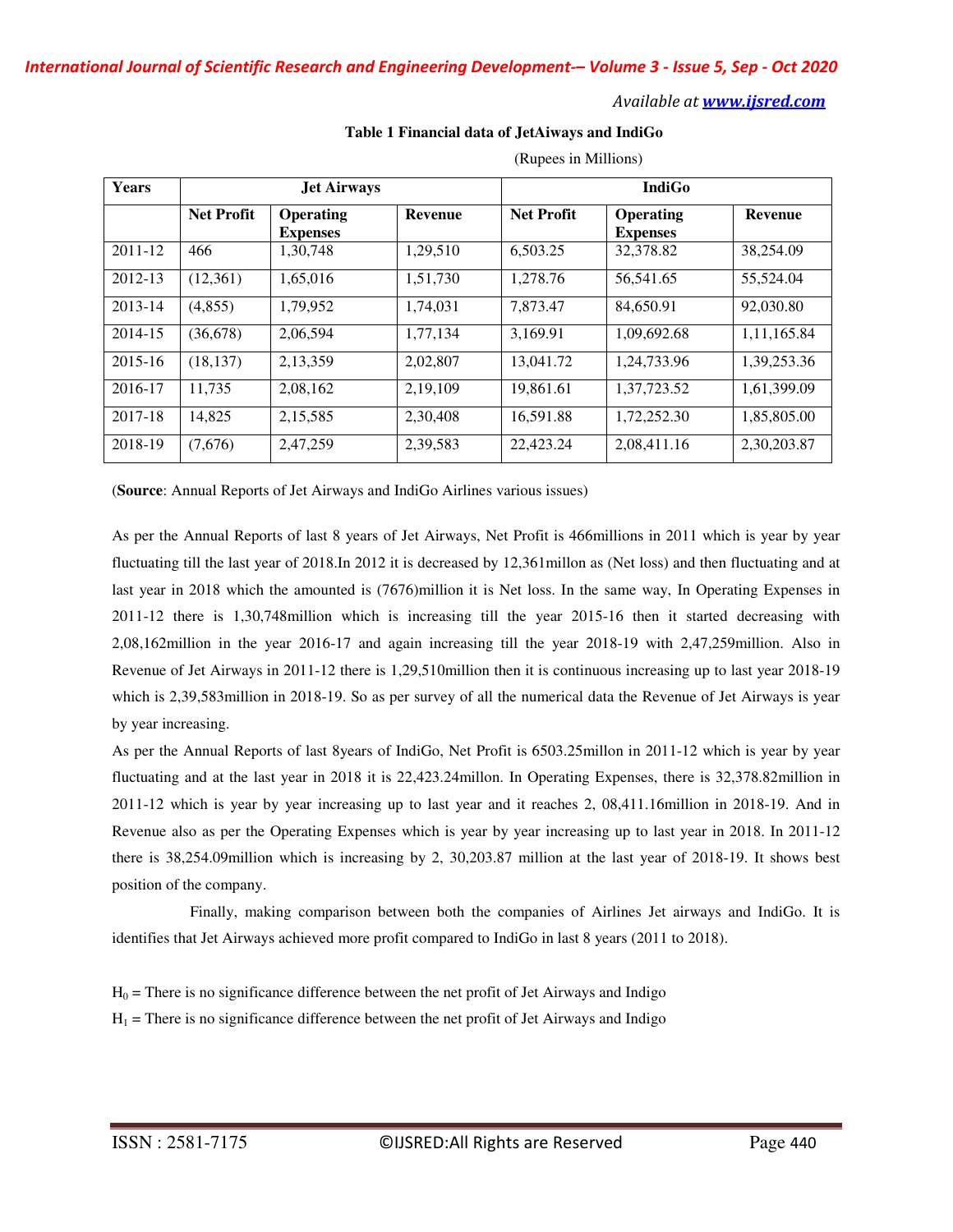**Table 1 Financial data of JetAiways and IndiGo**

(Rupees in Millions)

| Years | Jet Airways | | | IndiGo | | |
|---|---|---|---|---|---|---|
| | Net Profit | Operating Expenses | Revenue | Net Profit | Operating Expenses | Revenue |
| 2011-12 | 466 | 1,30,748 | 1,29,510 | 6,503.25 | 32,378.82 | 38,254.09 |
| 2012-13 | (12,361) | 1,65,016 | 1,51,730 | 1,278.76 | 56,541.65 | 55,524.04 |
| 2013-14 | (4,855) | 1,79,952 | 1,74,031 | 7,873.47 | 84,650.91 | 92,030.80 |
| 2014-15 | (36,678) | 2,06,594 | 1,77,134 | 3,169.91 | 1,09,692.68 | 1,11,165.84 |
| 2015-16 | (18,137) | 2,13,359 | 2,02,807 | 13,041.72 | 1,24,733.96 | 1,39,253.36 |
| 2016-17 | 11,735 | 2,08,162 | 2,19,109 | 19,861.61 | 1,37,723.52 | 1,61,399.09 |
| 2017-18 | 14,825 | 2,15,585 | 2,30,408 | 16,591.88 | 1,72,252.30 | 1,85,805.00 |
| 2018-19 | (7,676) | 2,47,259 | 2,39,583 | 22,423.24 | 2,08,411.16 | 2,30,203.87 |

(**Source**: Annual Reports of Jet Airways and IndiGo Airlines various issues)

As per the Annual Reports of last 8 years of Jet Airways, Net Profit is 466millions in 2011 which is year by year fluctuating till the last year of 2018.In 2012 it is decreased by 12,361millon as (Net loss) and then fluctuating and at last year in 2018 which the amounted is (7676)million it is Net loss. In the same way, In Operating Expenses in 2011-12 there is 1,30,748million which is increasing till the year 2015-16 then it started decreasing with 2,08,162million in the year 2016-17 and again increasing till the year 2018-19 with 2,47,259million. Also in Revenue of Jet Airways in 2011-12 there is 1,29,510million then it is continuous increasing up to last year 2018-19 which is 2,39,583million in 2018-19. So as per survey of all the numerical data the Revenue of Jet Airways is year by year increasing.

As per the Annual Reports of last 8years of IndiGo, Net Profit is 6503.25millon in 2011-12 which is year by year fluctuating and at the last year in 2018 it is 22,423.24millon. In Operating Expenses, there is 32,378.82million in 2011-12 which is year by year increasing up to last year and it reaches 2, 08,411.16million in 2018-19. And in Revenue also as per the Operating Expenses which is year by year increasing up to last year in 2018. In 2011-12 there is 38,254.09million which is increasing by 2, 30,203.87 million at the last year of 2018-19. It shows best position of the company.

Finally, making comparison between both the companies of Airlines Jet airways and IndiGo. It is identifies that Jet Airways achieved more profit compared to IndiGo in last 8 years (2011 to 2018).

$H_0$ = There is no significance difference between the net profit of Jet Airways and Indigo

$H_1$ = There is no significance difference between the net profit of Jet Airways and Indigo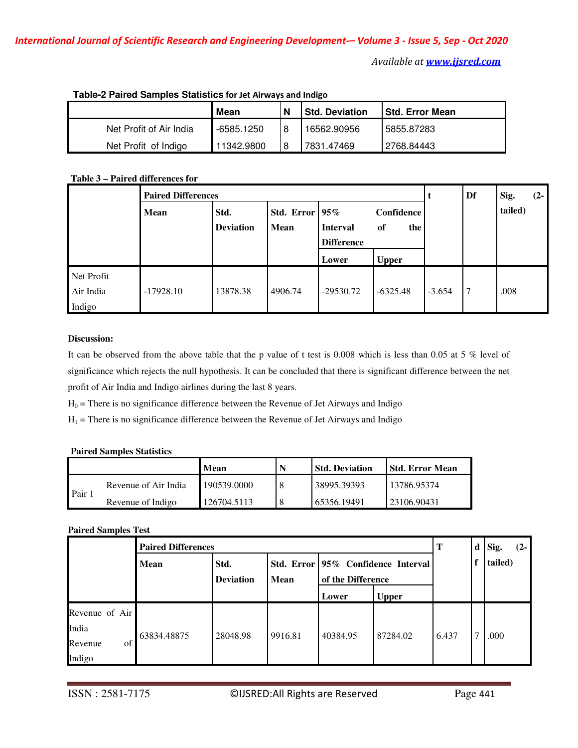**Table-2 Paired Samples Statistics for Jet Airways and Indigo**

| | Mean | N | Std. Deviation | Std. Error Mean |
|---|---|---|---|---|
| Net Profit of Air India | -6585.1250 | 8 | 16562.90956 | 5855.87283 |
| Net Profit of Indigo | 11342.9800 | 8 | 7831.47469 | 2768.84443 |

**Table 3 – Paired differences for**

| | Paired Differences | | | | | t | Df | Sig. (2-tailed) |
|---|---|---|---|---|---|---|---|---|
| | Mean | Std. Deviation | Std. Error Mean | 95% Confidence Interval of the Difference | | | | |
| | | | | Lower | Upper | | | |
| Net Profit Air India Indigo | -17928.10 | 13878.38 | 4906.74 | -29530.72 | -6325.48 | -3.654 | 7 | .008 |

**Discussion:**

It can be observed from the above table that the p value of t test is 0.008 which is less than 0.05 at 5 % level of significance which rejects the null hypothesis. It can be concluded that there is significant difference between the net profit of Air India and Indigo airlines during the last 8 years.

$H_0$ = There is no significance difference between the Revenue of Jet Airways and Indigo

$H_1$ = There is no significance difference between the Revenue of Jet Airways and Indigo

**Paired Samples Statistics**

| | | Mean | N | Std. Deviation | Std. Error Mean |
|---|---|---|---|---|---|
| Pair 1 | Revenue of Air India | 190539.0000 | 8 | 38995.39393 | 13786.95374 |
| | Revenue of Indigo | 126704.5113 | 8 | 65356.19491 | 23106.90431 |

**Paired Samples Test**

| | Paired Differences | | | | | T | df | Sig. (2-tailed) |
|---|---|---|---|---|---|---|---|---|
| | Mean | Std. Deviation | Std. Error Mean | 95% Confidence Interval of the Difference | | | | |
| | | | | Lower | Upper | | | |
| Revenue of Air India Revenue of Indigo | 63834.48875 | 28048.98 | 9916.81 | 40384.95 | 87284.02 | 6.437 | 7 | .000 |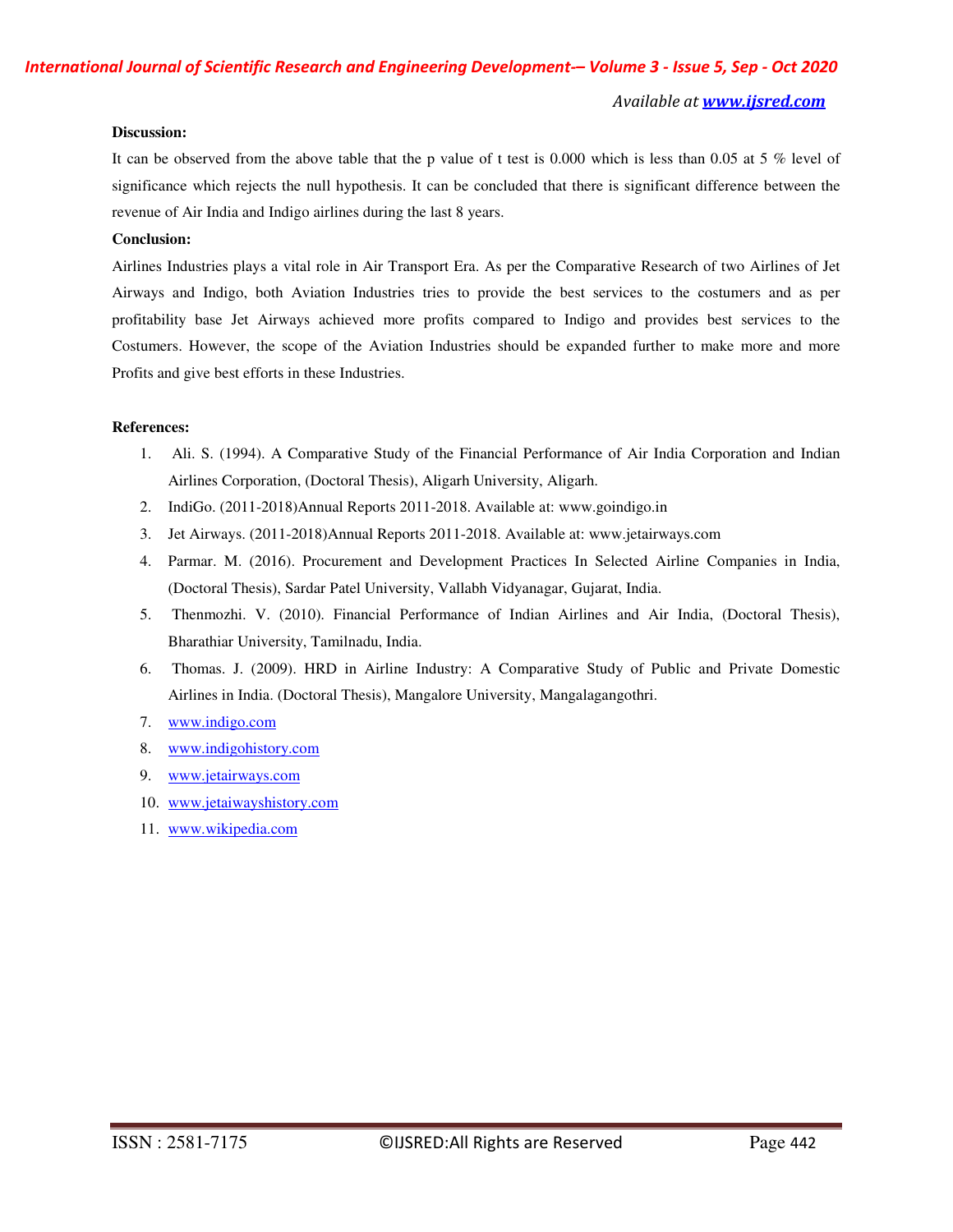**Discussion:**

It can be observed from the above table that the p value of t test is 0.000 which is less than 0.05 at 5 % level of significance which rejects the null hypothesis. It can be concluded that there is significant difference between the revenue of Air India and Indigo airlines during the last 8 years.

**Conclusion:**

Airlines Industries plays a vital role in Air Transport Era. As per the Comparative Research of two Airlines of Jet Airways and Indigo, both Aviation Industries tries to provide the best services to the costumers and as per profitability base Jet Airways achieved more profits compared to Indigo and provides best services to the Costumers. However, the scope of the Aviation Industries should be expanded further to make more and more Profits and give best efforts in these Industries.

**References:**

1. Ali. S. (1994). A Comparative Study of the Financial Performance of Air India Corporation and Indian Airlines Corporation, (Doctoral Thesis), Aligarh University, Aligarh.
2. IndiGo. (2011-2018)Annual Reports 2011-2018. Available at: www.goindigo.in
3. Jet Airways. (2011-2018)Annual Reports 2011-2018. Available at: www.jetairways.com
4. Parmar. M. (2016). Procurement and Development Practices In Selected Airline Companies in India, (Doctoral Thesis), Sardar Patel University, Vallabh Vidyanagar, Gujarat, India.
5. Thenmozhi. V. (2010). Financial Performance of Indian Airlines and Air India, (Doctoral Thesis), Bharathiar University, Tamilnadu, India.
6. Thomas. J. (2009). HRD in Airline Industry: A Comparative Study of Public and Private Domestic Airlines in India. (Doctoral Thesis), Mangalore University, Mangalagangothri.
7. www.indigo.com
8. www.indigohistory.com
9. www.jetairways.com
10. www.jetaiwayshistory.com
11. www.wikipedia.com